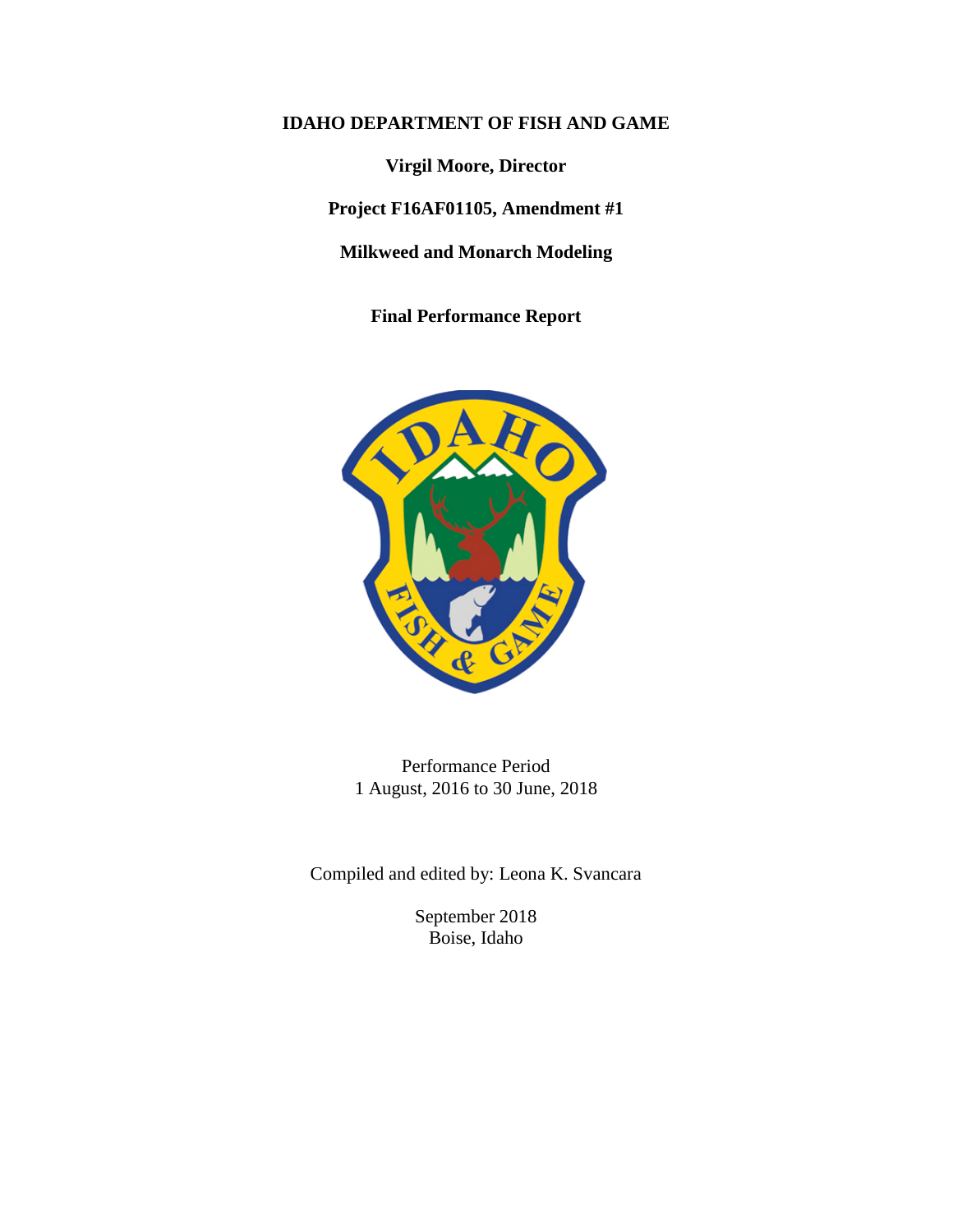**IDAHO DEPARTMENT OF FISH AND GAME**

**Virgil Moore, Director**

**Project F16AF01105, Amendment #1**

**Milkweed and Monarch Modeling**

**Final Performance Report**

Performance Period
1 August, 2016 to 30 June, 2018

Compiled and edited by: Leona K. Svancara

September 2018
Boise, Idaho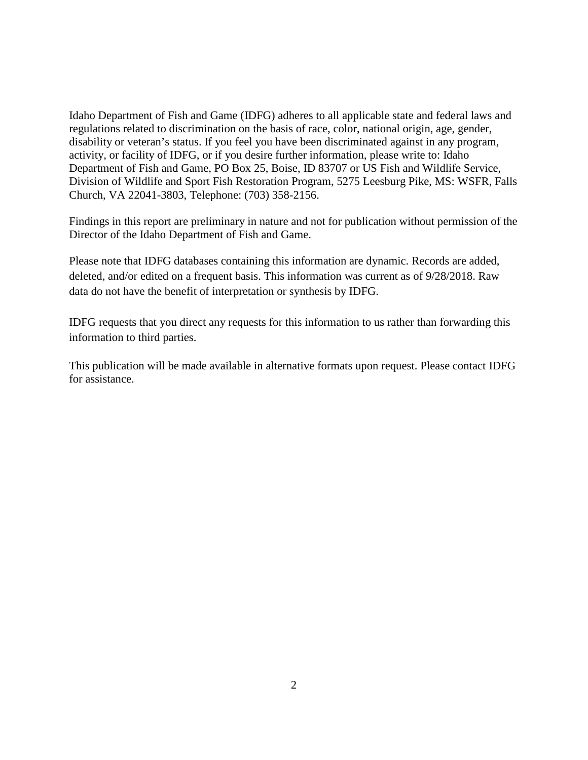Idaho Department of Fish and Game (IDFG) adheres to all applicable state and federal laws and regulations related to discrimination on the basis of race, color, national origin, age, gender, disability or veteran's status. If you feel you have been discriminated against in any program, activity, or facility of IDFG, or if you desire further information, please write to: Idaho Department of Fish and Game, PO Box 25, Boise, ID 83707 or US Fish and Wildlife Service, Division of Wildlife and Sport Fish Restoration Program, 5275 Leesburg Pike, MS: WSFR, Falls Church, VA 22041-3803, Telephone: (703) 358-2156.

Findings in this report are preliminary in nature and not for publication without permission of the Director of the Idaho Department of Fish and Game.

Please note that IDFG databases containing this information are dynamic. Records are added, deleted, and/or edited on a frequent basis. This information was current as of 9/28/2018. Raw data do not have the benefit of interpretation or synthesis by IDFG.

IDFG requests that you direct any requests for this information to us rather than forwarding this information to third parties.

This publication will be made available in alternative formats upon request. Please contact IDFG for assistance.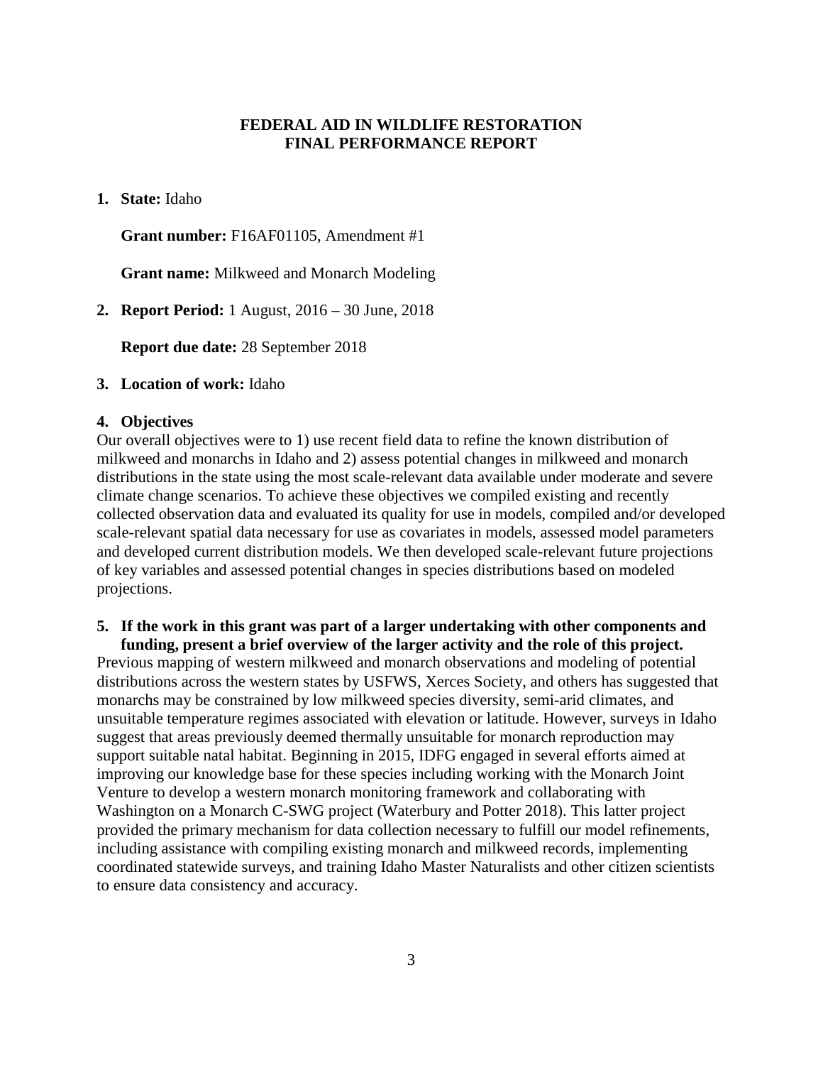**FEDERAL AID IN WILDLIFE RESTORATION**
**FINAL PERFORMANCE REPORT**

1. **State:** Idaho

   **Grant number:** F16AF01105, Amendment #1

   **Grant name:** Milkweed and Monarch Modeling

2. **Report Period:** 1 August, 2016 – 30 June, 2018

   **Report due date:** 28 September 2018

3. **Location of work:** Idaho

4. **Objectives**

Our overall objectives were to 1) use recent field data to refine the known distribution of milkweed and monarchs in Idaho and 2) assess potential changes in milkweed and monarch distributions in the state using the most scale-relevant data available under moderate and severe climate change scenarios. To achieve these objectives we compiled existing and recently collected observation data and evaluated its quality for use in models, compiled and/or developed scale-relevant spatial data necessary for use as covariates in models, assessed model parameters and developed current distribution models. We then developed scale-relevant future projections of key variables and assessed potential changes in species distributions based on modeled projections.

5. **If the work in this grant was part of a larger undertaking with other components and funding, present a brief overview of the larger activity and the role of this project.**

Previous mapping of western milkweed and monarch observations and modeling of potential distributions across the western states by USFWS, Xerces Society, and others has suggested that monarchs may be constrained by low milkweed species diversity, semi-arid climates, and unsuitable temperature regimes associated with elevation or latitude. However, surveys in Idaho suggest that areas previously deemed thermally unsuitable for monarch reproduction may support suitable natal habitat. Beginning in 2015, IDFG engaged in several efforts aimed at improving our knowledge base for these species including working with the Monarch Joint Venture to develop a western monarch monitoring framework and collaborating with Washington on a Monarch C-SWG project (Waterbury and Potter 2018). This latter project provided the primary mechanism for data collection necessary to fulfill our model refinements, including assistance with compiling existing monarch and milkweed records, implementing coordinated statewide surveys, and training Idaho Master Naturalists and other citizen scientists to ensure data consistency and accuracy.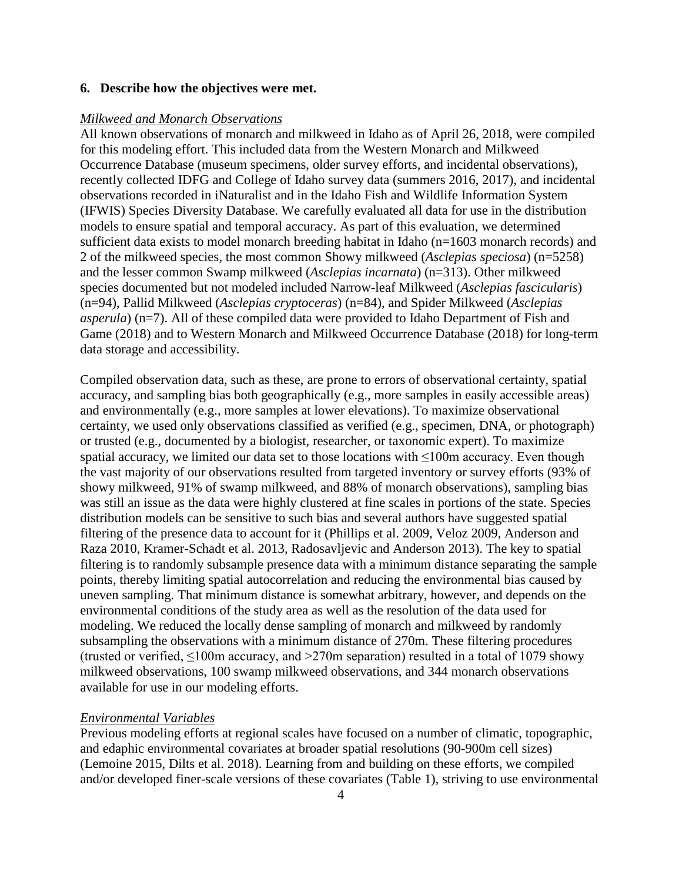## 6. Describe how the objectives were met.

*Milkweed and Monarch Observations*

All known observations of monarch and milkweed in Idaho as of April 26, 2018, were compiled for this modeling effort. This included data from the Western Monarch and Milkweed Occurrence Database (museum specimens, older survey efforts, and incidental observations), recently collected IDFG and College of Idaho survey data (summers 2016, 2017), and incidental observations recorded in iNaturalist and in the Idaho Fish and Wildlife Information System (IFWIS) Species Diversity Database. We carefully evaluated all data for use in the distribution models to ensure spatial and temporal accuracy. As part of this evaluation, we determined sufficient data exists to model monarch breeding habitat in Idaho (n=1603 monarch records) and 2 of the milkweed species, the most common Showy milkweed (*Asclepias speciosa*) (n=5258) and the lesser common Swamp milkweed (*Asclepias incarnata*) (n=313). Other milkweed species documented but not modeled included Narrow-leaf Milkweed (*Asclepias fascicularis*) (n=94), Pallid Milkweed (*Asclepias cryptoceras*) (n=84), and Spider Milkweed (*Asclepias asperula*) (n=7). All of these compiled data were provided to Idaho Department of Fish and Game (2018) and to Western Monarch and Milkweed Occurrence Database (2018) for long-term data storage and accessibility.

Compiled observation data, such as these, are prone to errors of observational certainty, spatial accuracy, and sampling bias both geographically (e.g., more samples in easily accessible areas) and environmentally (e.g., more samples at lower elevations). To maximize observational certainty, we used only observations classified as verified (e.g., specimen, DNA, or photograph) or trusted (e.g., documented by a biologist, researcher, or taxonomic expert). To maximize spatial accuracy, we limited our data set to those locations with ≤100m accuracy. Even though the vast majority of our observations resulted from targeted inventory or survey efforts (93% of showy milkweed, 91% of swamp milkweed, and 88% of monarch observations), sampling bias was still an issue as the data were highly clustered at fine scales in portions of the state. Species distribution models can be sensitive to such bias and several authors have suggested spatial filtering of the presence data to account for it (Phillips et al. 2009, Veloz 2009, Anderson and Raza 2010, Kramer-Schadt et al. 2013, Radosavljevic and Anderson 2013). The key to spatial filtering is to randomly subsample presence data with a minimum distance separating the sample points, thereby limiting spatial autocorrelation and reducing the environmental bias caused by uneven sampling. That minimum distance is somewhat arbitrary, however, and depends on the environmental conditions of the study area as well as the resolution of the data used for modeling. We reduced the locally dense sampling of monarch and milkweed by randomly subsampling the observations with a minimum distance of 270m. These filtering procedures (trusted or verified, ≤100m accuracy, and >270m separation) resulted in a total of 1079 showy milkweed observations, 100 swamp milkweed observations, and 344 monarch observations available for use in our modeling efforts.

*Environmental Variables*

Previous modeling efforts at regional scales have focused on a number of climatic, topographic, and edaphic environmental covariates at broader spatial resolutions (90-900m cell sizes) (Lemoine 2015, Dilts et al. 2018). Learning from and building on these efforts, we compiled and/or developed finer-scale versions of these covariates (Table 1), striving to use environmental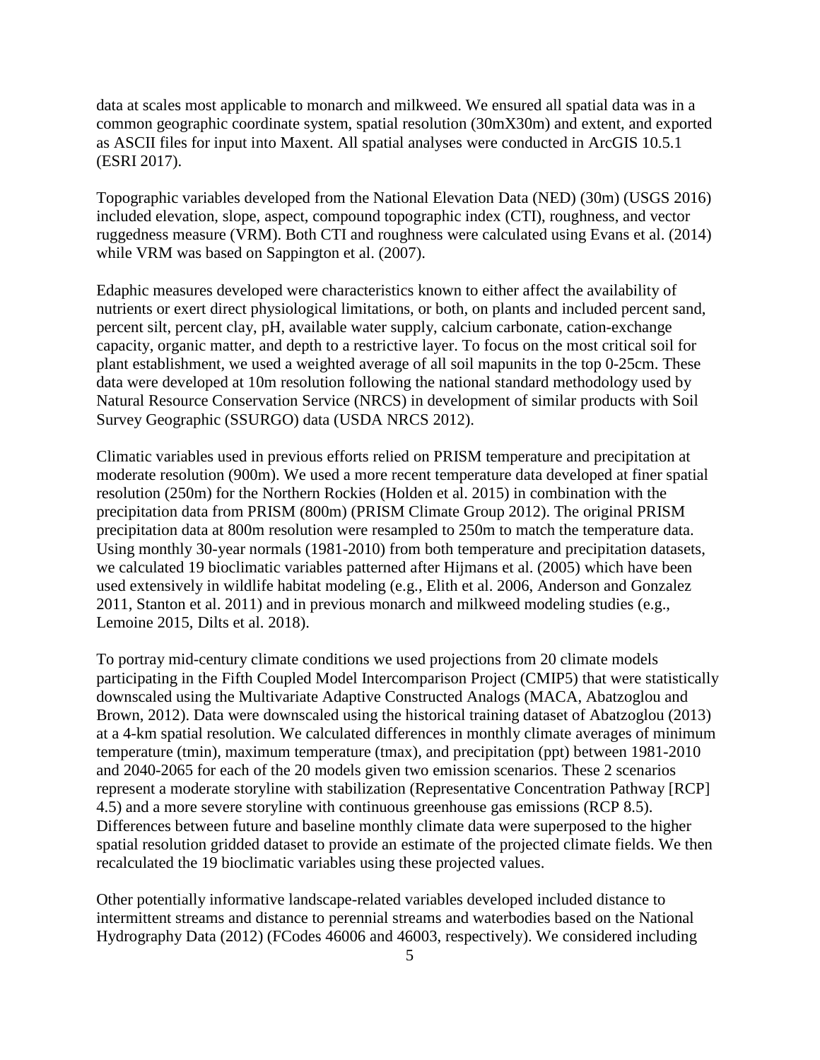data at scales most applicable to monarch and milkweed. We ensured all spatial data was in a common geographic coordinate system, spatial resolution (30mX30m) and extent, and exported as ASCII files for input into Maxent. All spatial analyses were conducted in ArcGIS 10.5.1 (ESRI 2017).

Topographic variables developed from the National Elevation Data (NED) (30m) (USGS 2016) included elevation, slope, aspect, compound topographic index (CTI), roughness, and vector ruggedness measure (VRM). Both CTI and roughness were calculated using Evans et al. (2014) while VRM was based on Sappington et al. (2007).

Edaphic measures developed were characteristics known to either affect the availability of nutrients or exert direct physiological limitations, or both, on plants and included percent sand, percent silt, percent clay, pH, available water supply, calcium carbonate, cation-exchange capacity, organic matter, and depth to a restrictive layer. To focus on the most critical soil for plant establishment, we used a weighted average of all soil mapunits in the top 0-25cm. These data were developed at 10m resolution following the national standard methodology used by Natural Resource Conservation Service (NRCS) in development of similar products with Soil Survey Geographic (SSURGO) data (USDA NRCS 2012).

Climatic variables used in previous efforts relied on PRISM temperature and precipitation at moderate resolution (900m). We used a more recent temperature data developed at finer spatial resolution (250m) for the Northern Rockies (Holden et al. 2015) in combination with the precipitation data from PRISM (800m) (PRISM Climate Group 2012). The original PRISM precipitation data at 800m resolution were resampled to 250m to match the temperature data. Using monthly 30-year normals (1981-2010) from both temperature and precipitation datasets, we calculated 19 bioclimatic variables patterned after Hijmans et al. (2005) which have been used extensively in wildlife habitat modeling (e.g., Elith et al. 2006, Anderson and Gonzalez 2011, Stanton et al. 2011) and in previous monarch and milkweed modeling studies (e.g., Lemoine 2015, Dilts et al. 2018).

To portray mid-century climate conditions we used projections from 20 climate models participating in the Fifth Coupled Model Intercomparison Project (CMIP5) that were statistically downscaled using the Multivariate Adaptive Constructed Analogs (MACA, Abatzoglou and Brown, 2012). Data were downscaled using the historical training dataset of Abatzoglou (2013) at a 4-km spatial resolution. We calculated differences in monthly climate averages of minimum temperature (tmin), maximum temperature (tmax), and precipitation (ppt) between 1981-2010 and 2040-2065 for each of the 20 models given two emission scenarios. These 2 scenarios represent a moderate storyline with stabilization (Representative Concentration Pathway [RCP] 4.5) and a more severe storyline with continuous greenhouse gas emissions (RCP 8.5). Differences between future and baseline monthly climate data were superposed to the higher spatial resolution gridded dataset to provide an estimate of the projected climate fields. We then recalculated the 19 bioclimatic variables using these projected values.

Other potentially informative landscape-related variables developed included distance to intermittent streams and distance to perennial streams and waterbodies based on the National Hydrography Data (2012) (FCodes 46006 and 46003, respectively). We considered including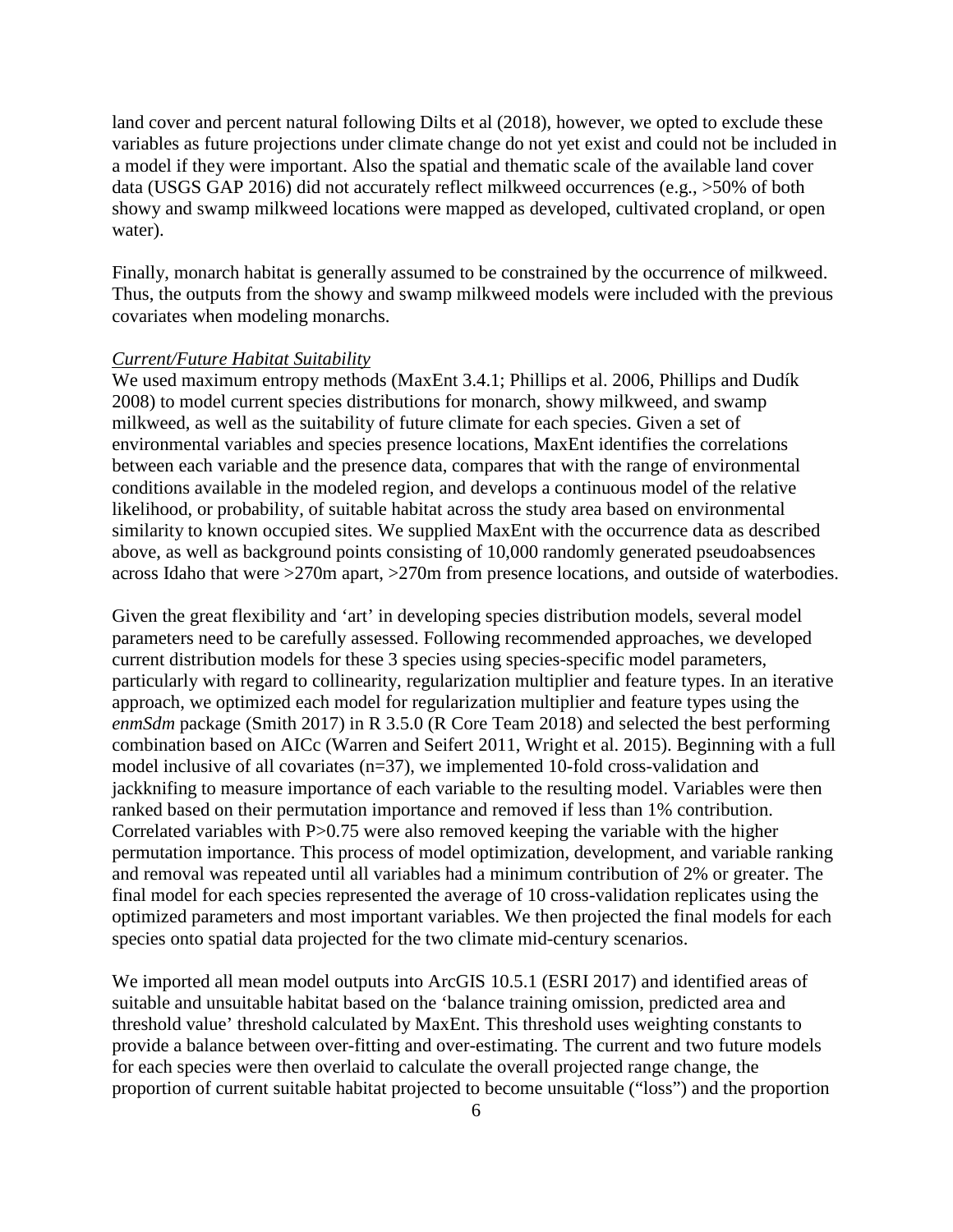land cover and percent natural following Dilts et al (2018), however, we opted to exclude these variables as future projections under climate change do not yet exist and could not be included in a model if they were important. Also the spatial and thematic scale of the available land cover data (USGS GAP 2016) did not accurately reflect milkweed occurrences (e.g., >50% of both showy and swamp milkweed locations were mapped as developed, cultivated cropland, or open water).

Finally, monarch habitat is generally assumed to be constrained by the occurrence of milkweed. Thus, the outputs from the showy and swamp milkweed models were included with the previous covariates when modeling monarchs.

*Current/Future Habitat Suitability*

We used maximum entropy methods (MaxEnt 3.4.1; Phillips et al. 2006, Phillips and Dudík 2008) to model current species distributions for monarch, showy milkweed, and swamp milkweed, as well as the suitability of future climate for each species. Given a set of environmental variables and species presence locations, MaxEnt identifies the correlations between each variable and the presence data, compares that with the range of environmental conditions available in the modeled region, and develops a continuous model of the relative likelihood, or probability, of suitable habitat across the study area based on environmental similarity to known occupied sites. We supplied MaxEnt with the occurrence data as described above, as well as background points consisting of 10,000 randomly generated pseudoabsences across Idaho that were >270m apart, >270m from presence locations, and outside of waterbodies.

Given the great flexibility and 'art' in developing species distribution models, several model parameters need to be carefully assessed. Following recommended approaches, we developed current distribution models for these 3 species using species-specific model parameters, particularly with regard to collinearity, regularization multiplier and feature types. In an iterative approach, we optimized each model for regularization multiplier and feature types using the *enmSdm* package (Smith 2017) in R 3.5.0 (R Core Team 2018) and selected the best performing combination based on AICc (Warren and Seifert 2011, Wright et al. 2015). Beginning with a full model inclusive of all covariates (n=37), we implemented 10-fold cross-validation and jackknifing to measure importance of each variable to the resulting model. Variables were then ranked based on their permutation importance and removed if less than 1% contribution. Correlated variables with P>0.75 were also removed keeping the variable with the higher permutation importance. This process of model optimization, development, and variable ranking and removal was repeated until all variables had a minimum contribution of 2% or greater. The final model for each species represented the average of 10 cross-validation replicates using the optimized parameters and most important variables. We then projected the final models for each species onto spatial data projected for the two climate mid-century scenarios.

We imported all mean model outputs into ArcGIS 10.5.1 (ESRI 2017) and identified areas of suitable and unsuitable habitat based on the 'balance training omission, predicted area and threshold value' threshold calculated by MaxEnt. This threshold uses weighting constants to provide a balance between over-fitting and over-estimating. The current and two future models for each species were then overlaid to calculate the overall projected range change, the proportion of current suitable habitat projected to become unsuitable ("loss") and the proportion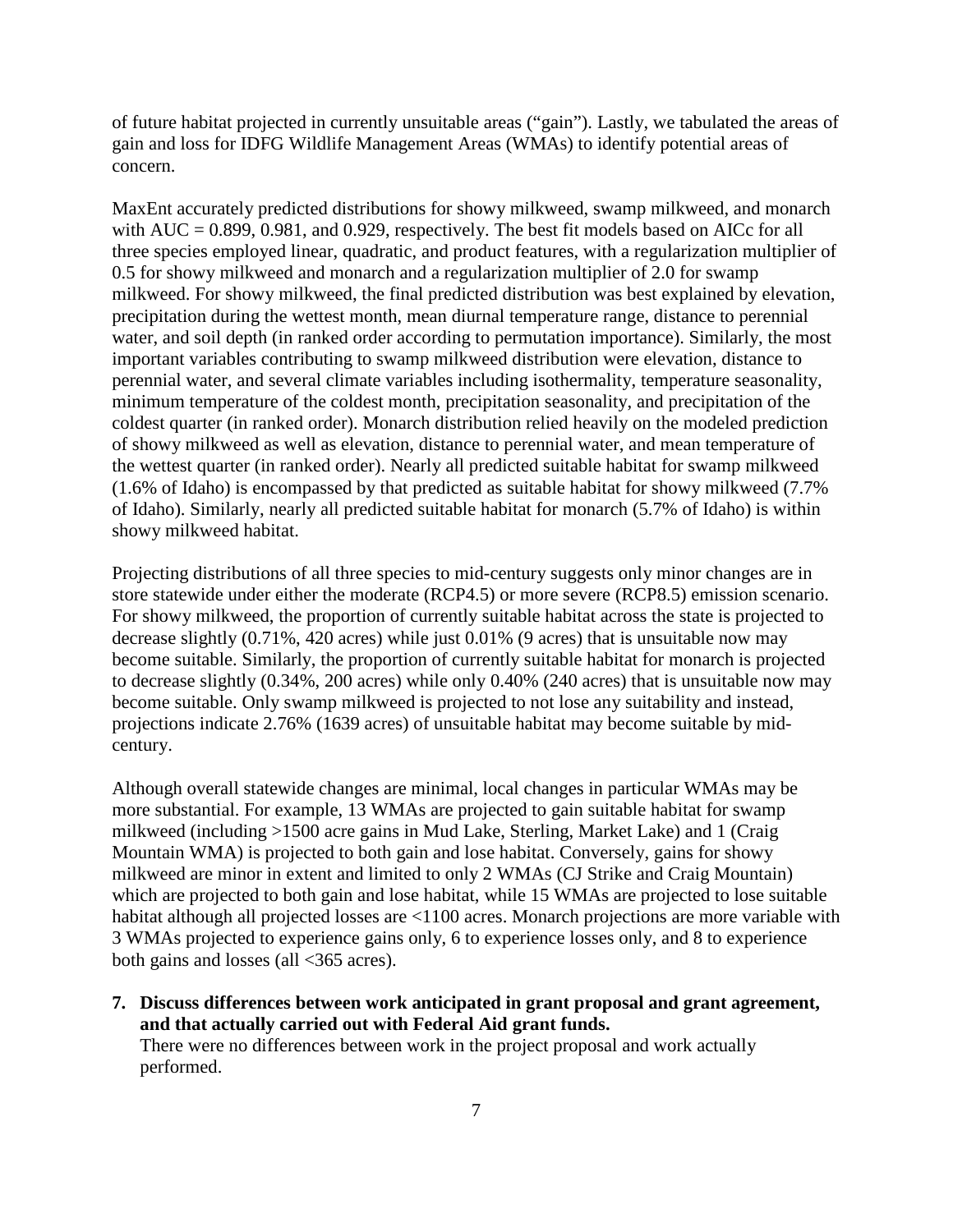of future habitat projected in currently unsuitable areas ("gain"). Lastly, we tabulated the areas of gain and loss for IDFG Wildlife Management Areas (WMAs) to identify potential areas of concern.

MaxEnt accurately predicted distributions for showy milkweed, swamp milkweed, and monarch with AUC = 0.899, 0.981, and 0.929, respectively. The best fit models based on AICc for all three species employed linear, quadratic, and product features, with a regularization multiplier of 0.5 for showy milkweed and monarch and a regularization multiplier of 2.0 for swamp milkweed. For showy milkweed, the final predicted distribution was best explained by elevation, precipitation during the wettest month, mean diurnal temperature range, distance to perennial water, and soil depth (in ranked order according to permutation importance). Similarly, the most important variables contributing to swamp milkweed distribution were elevation, distance to perennial water, and several climate variables including isothermality, temperature seasonality, minimum temperature of the coldest month, precipitation seasonality, and precipitation of the coldest quarter (in ranked order). Monarch distribution relied heavily on the modeled prediction of showy milkweed as well as elevation, distance to perennial water, and mean temperature of the wettest quarter (in ranked order). Nearly all predicted suitable habitat for swamp milkweed (1.6% of Idaho) is encompassed by that predicted as suitable habitat for showy milkweed (7.7% of Idaho). Similarly, nearly all predicted suitable habitat for monarch (5.7% of Idaho) is within showy milkweed habitat.

Projecting distributions of all three species to mid-century suggests only minor changes are in store statewide under either the moderate (RCP4.5) or more severe (RCP8.5) emission scenario. For showy milkweed, the proportion of currently suitable habitat across the state is projected to decrease slightly (0.71%, 420 acres) while just 0.01% (9 acres) that is unsuitable now may become suitable. Similarly, the proportion of currently suitable habitat for monarch is projected to decrease slightly (0.34%, 200 acres) while only 0.40% (240 acres) that is unsuitable now may become suitable. Only swamp milkweed is projected to not lose any suitability and instead, projections indicate 2.76% (1639 acres) of unsuitable habitat may become suitable by mid-century.

Although overall statewide changes are minimal, local changes in particular WMAs may be more substantial. For example, 13 WMAs are projected to gain suitable habitat for swamp milkweed (including >1500 acre gains in Mud Lake, Sterling, Market Lake) and 1 (Craig Mountain WMA) is projected to both gain and lose habitat. Conversely, gains for showy milkweed are minor in extent and limited to only 2 WMAs (CJ Strike and Craig Mountain) which are projected to both gain and lose habitat, while 15 WMAs are projected to lose suitable habitat although all projected losses are <1100 acres. Monarch projections are more variable with 3 WMAs projected to experience gains only, 6 to experience losses only, and 8 to experience both gains and losses (all <365 acres).

7. **Discuss differences between work anticipated in grant proposal and grant agreement, and that actually carried out with Federal Aid grant funds.**
   There were no differences between work in the project proposal and work actually performed.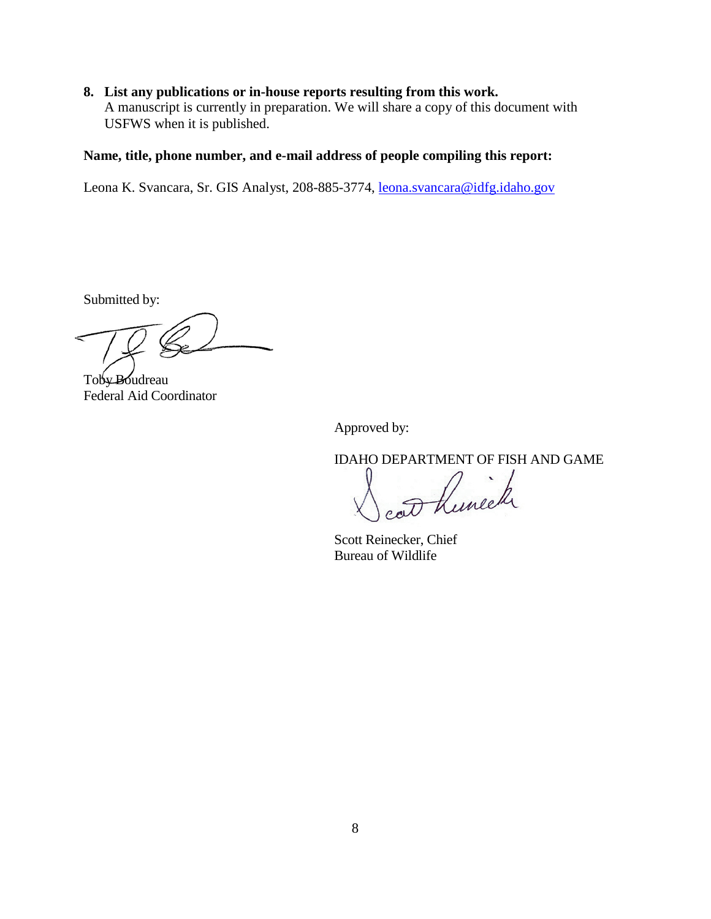**8. List any publications or in-house reports resulting from this work.**

A manuscript is currently in preparation. We will share a copy of this document with USFWS when it is published.

**Name, title, phone number, and e-mail address of people compiling this report:**

Leona K. Svancara, Sr. GIS Analyst, 208-885-3774, leona.svancara@idfg.idaho.gov

Submitted by:

Toby Boudreau
Federal Aid Coordinator

Approved by:

IDAHO DEPARTMENT OF FISH AND GAME

Scott Reinecker, Chief
Bureau of Wildlife